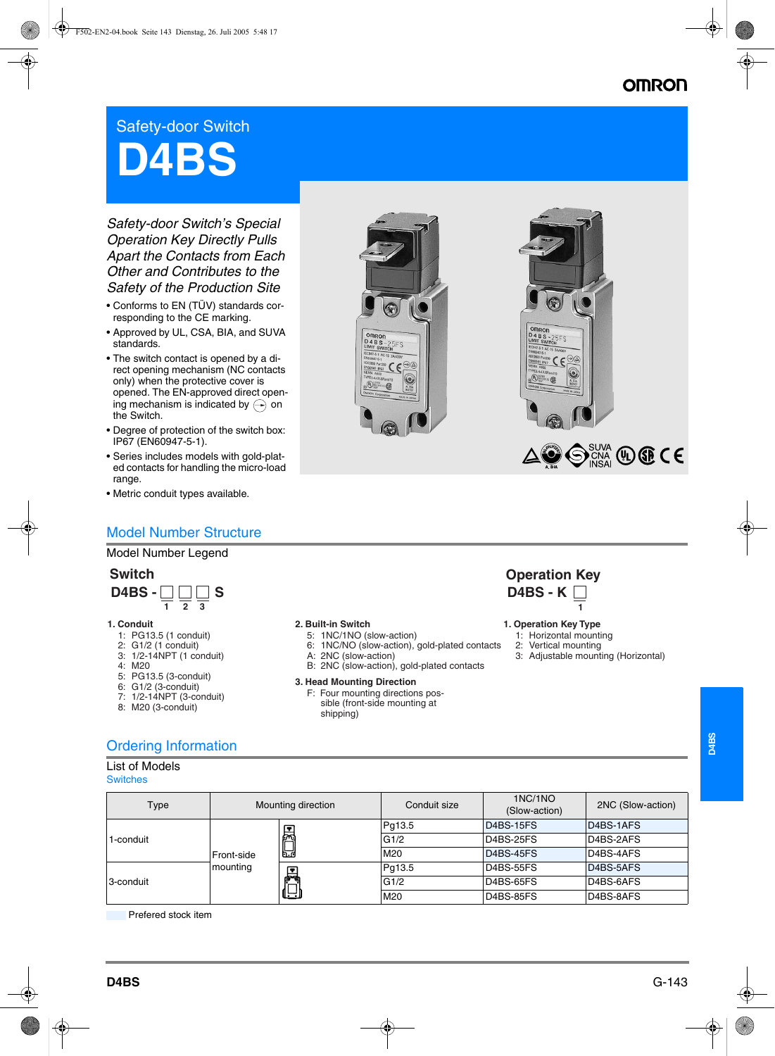# Safety-door Switch

# D4BS

*Safety-door Switch's Special Operation Key Directly Pulls Apart the Contacts from Each Other and Contributes to the Safety of the Production Site*

- Conforms to EN (TÜV) standards corresponding to the CE marking.
- Approved by UL, CSA, BIA, and SUVA standards.
- The switch contact is opened by a direct opening mechanism (NC contacts only) when the protective cover is opened. The EN-approved direct opening mechanism is indicated by ⊖ on the Switch.
- Degree of protection of the switch box: IP67 (EN60947-5-1).
- Series includes models with gold-plated contacts for handling the micro-load range.
- Metric conduit types available.

## Model Number Structure

### Model Number Legend

**Switch**

D4BS - □ □ □ S
1 2 3

**1. Conduit**
1: PG13.5 (1 conduit)
2: G1/2 (1 conduit)
3: 1/2-14NPT (1 conduit)
4: M20
5: PG13.5 (3-conduit)
6: G1/2 (3-conduit)
7: 1/2-14NPT (3-conduit)
8: M20 (3-conduit)

**2. Built-in Switch**
5: 1NC/1NO (slow-action)
6: 1NC/NO (slow-action), gold-plated contacts
A: 2NC (slow-action)
B: 2NC (slow-action), gold-plated contacts

**3. Head Mounting Direction**
F: Four mounting directions possible (front-side mounting at shipping)

**Operation Key**

D4BS - K □
1

**1. Operation Key Type**
1: Horizontal mounting
2: Vertical mounting
3: Adjustable mounting (Horizontal)

## Ordering Information

### List of Models

Switches

| Type | Mounting direction | Conduit size | 1NC/1NO (Slow-action) | 2NC (Slow-action) |
|---|---|---|---|---|
| 1-conduit | Front-side mounting | Pg13.5 | D4BS-15FS | D4BS-1AFS |
| | | G1/2 | D4BS-25FS | D4BS-2AFS |
| | | M20 | D4BS-45FS | D4BS-4AFS |
| 3-conduit | | Pg13.5 | D4BS-55FS | D4BS-5AFS |
| | | G1/2 | D4BS-65FS | D4BS-6AFS |
| | | M20 | D4BS-85FS | D4BS-8AFS |

Prefered stock item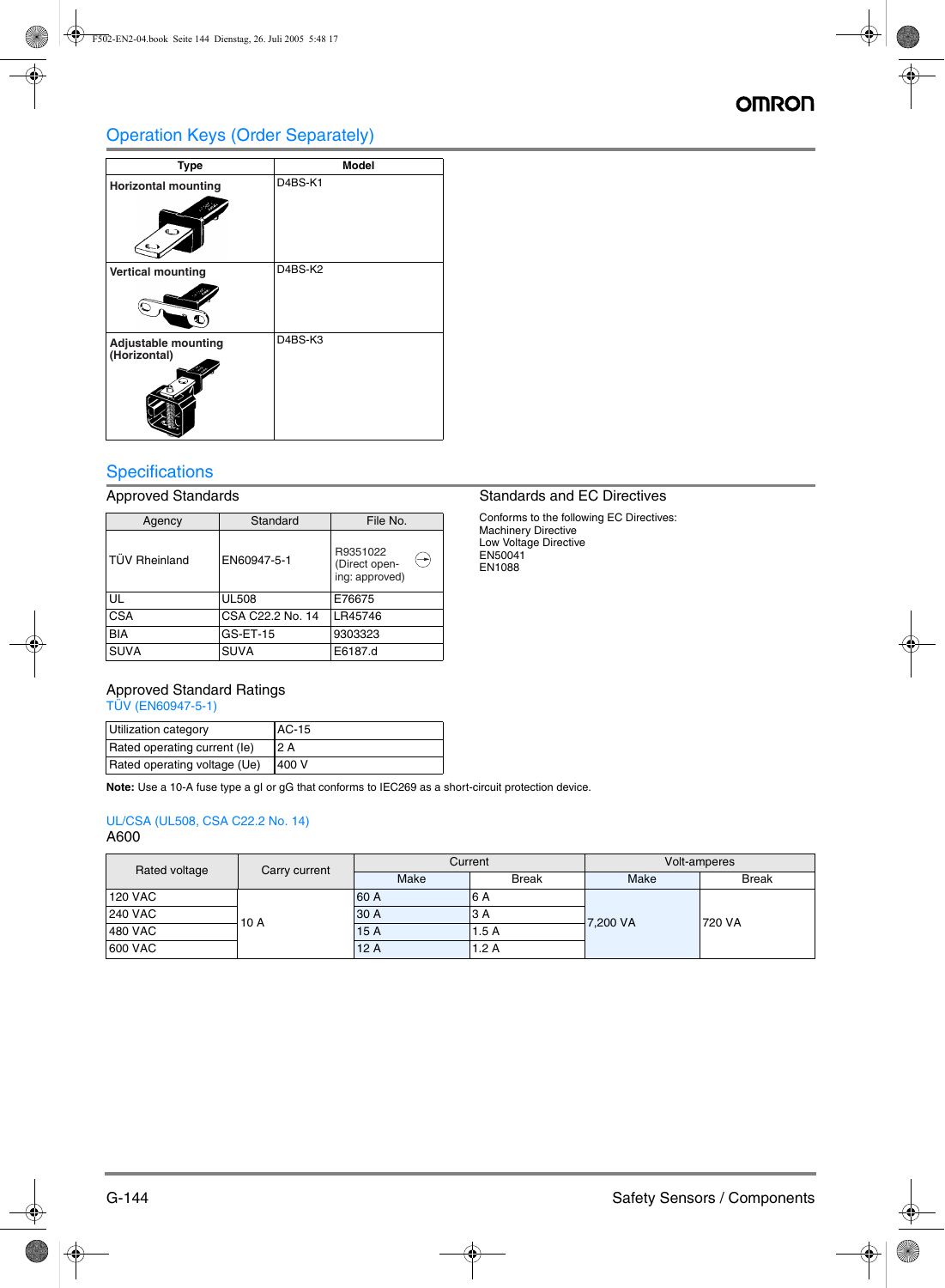## Operation Keys (Order Separately)

| Type | Model |
|---|---|
| **Horizontal mounting** | D4BS-K1 |
| **Vertical mounting** | D4BS-K2 |
| **Adjustable mounting (Horizontal)** | D4BS-K3 |

## Specifications

### Approved Standards

| Agency | Standard | File No. |
|---|---|---|
| TÜV Rheinland | EN60947-5-1 | R9351022 (Direct open-ing: approved) |
| UL | UL508 | E76675 |
| CSA | CSA C22.2 No. 14 | LR45746 |
| BIA | GS-ET-15 | 9303323 |
| SUVA | SUVA | E6187.d |

### Standards and EC Directives

Conforms to the following EC Directives:
Machinery Directive
Low Voltage Directive
EN50041
EN1088

### Approved Standard Ratings

TÜV (EN60947-5-1)

| Utilization category | AC-15 |
|---|---|
| Rated operating current (Ie) | 2 A |
| Rated operating voltage (Ue) | 400 V |

**Note:** Use a 10-A fuse type a gI or gG that conforms to IEC269 as a short-circuit protection device.

UL/CSA (UL508, CSA C22.2 No. 14)

A600

| Rated voltage | Carry current | Current | | Volt-amperes | |
|---|---|---|---|---|---|
| | | Make | Break | Make | Break |
| 120 VAC | 10 A | 60 A | 6 A | 7,200 VA | 720 VA |
| 240 VAC | | 30 A | 3 A | | |
| 480 VAC | | 15 A | 1.5 A | | |
| 600 VAC | | 12 A | 1.2 A | | |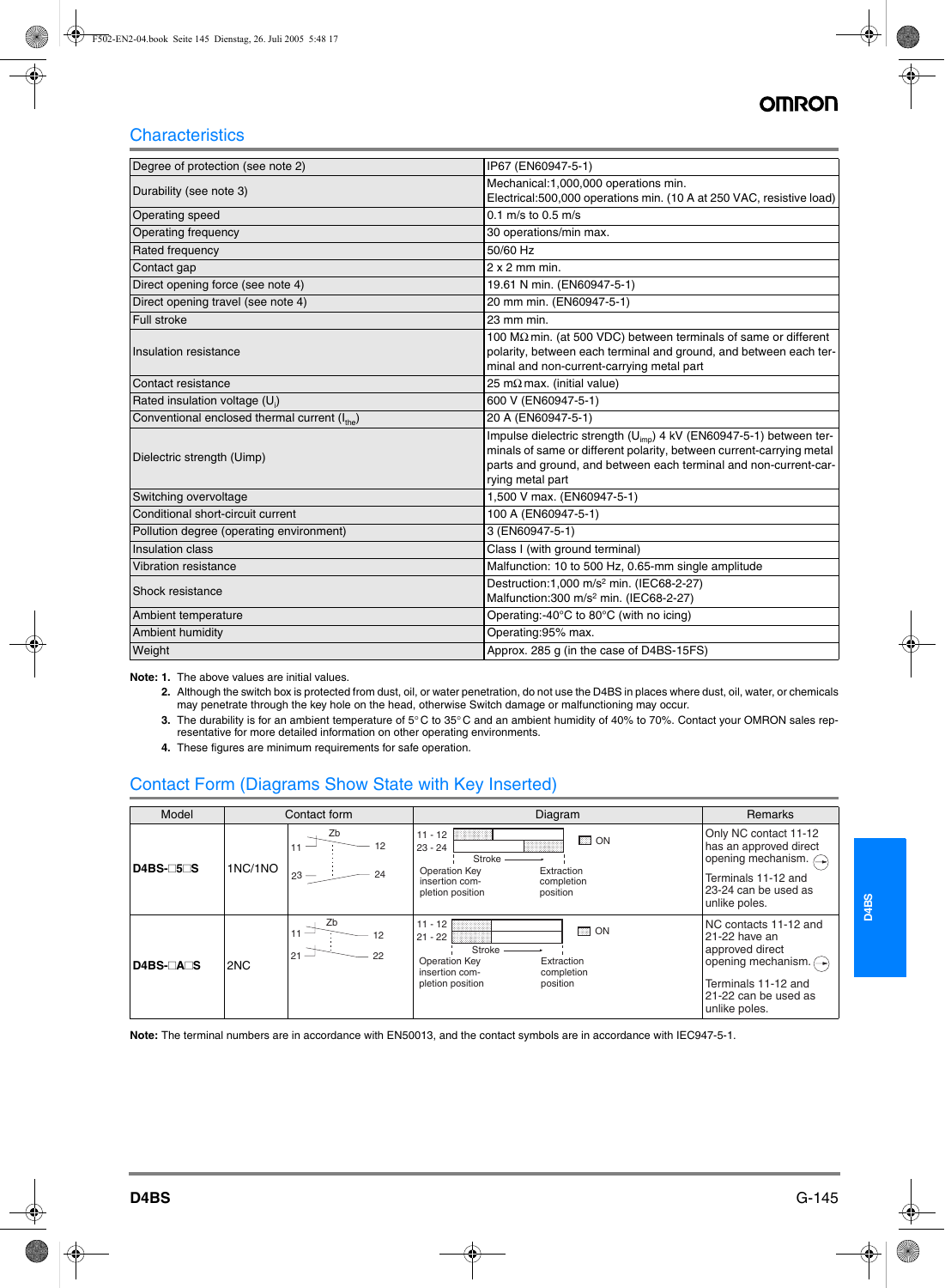## Characteristics

| Degree of protection (see note 2) | IP67 (EN60947-5-1) |
|---|---|
| Durability (see note 3) | Mechanical:1,000,000 operations min.<br>Electrical:500,000 operations min. (10 A at 250 VAC, resistive load) |
| Operating speed | 0.1 m/s to 0.5 m/s |
| Operating frequency | 30 operations/min max. |
| Rated frequency | 50/60 Hz |
| Contact gap | 2 x 2 mm min. |
| Direct opening force (see note 4) | 19.61 N min. (EN60947-5-1) |
| Direct opening travel (see note 4) | 20 mm min. (EN60947-5-1) |
| Full stroke | 23 mm min. |
| Insulation resistance | 100 MΩ min. (at 500 VDC) between terminals of same or different polarity, between each terminal and ground, and between each terminal and non-current-carrying metal part |
| Contact resistance | 25 mΩ max. (initial value) |
| Rated insulation voltage ($U_i$) | 600 V (EN60947-5-1) |
| Conventional enclosed thermal current ($I_{the}$) | 20 A (EN60947-5-1) |
| Dielectric strength (Uimp) | Impulse dielectric strength ($U_{imp}$) 4 kV (EN60947-5-1) between terminals of same or different polarity, between current-carrying metal parts and ground, and between each terminal and non-current-carrying metal part |
| Switching overvoltage | 1,500 V max. (EN60947-5-1) |
| Conditional short-circuit current | 100 A (EN60947-5-1) |
| Pollution degree (operating environment) | 3 (EN60947-5-1) |
| Insulation class | Class I (with ground terminal) |
| Vibration resistance | Malfunction: 10 to 500 Hz, 0.65-mm single amplitude |
| Shock resistance | Destruction:1,000 $m/s^2$ min. (IEC68-2-27)<br>Malfunction:300 $m/s^2$ min. (IEC68-2-27) |
| Ambient temperature | Operating:-40°C to 80°C (with no icing) |
| Ambient humidity | Operating:95% max. |
| Weight | Approx. 285 g (in the case of D4BS-15FS) |

**Note: 1.** The above values are initial values.

**2.** Although the switch box is protected from dust, oil, or water penetration, do not use the D4BS in places where dust, oil, water, or chemicals may penetrate through the key hole on the head, otherwise Switch damage or malfunctioning may occur.

**3.** The durability is for an ambient temperature of 5° C to 35° C and an ambient humidity of 40% to 70%. Contact your OMRON sales representative for more detailed information on other operating environments.

**4.** These figures are minimum requirements for safe operation.

## Contact Form (Diagrams Show State with Key Inserted)

| Model | Contact form | | Diagram | Remarks |
|---|---|---|---|---|
| **D4BS-□5□S** | 1NC/1NO | Zb<br>11 — 12<br>23 — 24 | 11 - 12<br>23 - 24<br>ON<br>Stroke<br>Operation Key insertion completion position / Extraction completion position | Only NC contact 11-12 has an approved direct opening mechanism.<br>Terminals 11-12 and 23-24 can be used as unlike poles. |
| **D4BS-□A□S** | 2NC | Zb<br>11 — 12<br>21 — 22 | 11 - 12<br>21 - 22<br>ON<br>Stroke<br>Operation Key insertion completion position / Extraction completion position | NC contacts 11-12 and 21-22 have an approved direct opening mechanism.<br>Terminals 11-12 and 21-22 can be used as unlike poles. |

**Note:** The terminal numbers are in accordance with EN50013, and the contact symbols are in accordance with IEC947-5-1.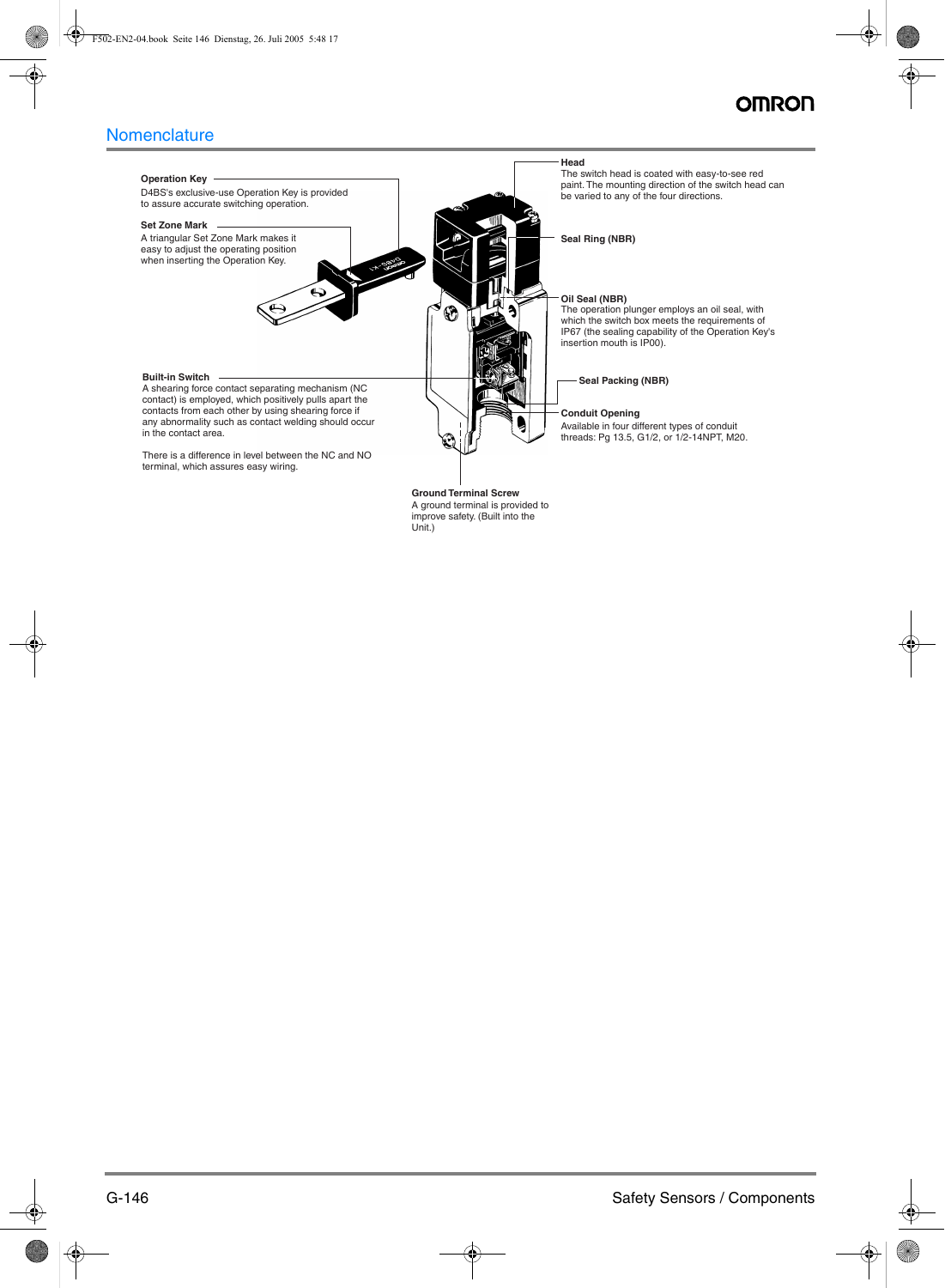## Nomenclature

**Operation Key**
D4BS's exclusive-use Operation Key is provided to assure accurate switching operation.

**Set Zone Mark**
A triangular Set Zone Mark makes it easy to adjust the operating position when inserting the Operation Key.

**Built-in Switch**
A shearing force contact separating mechanism (NC contact) is employed, which positively pulls apart the contacts from each other by using shearing force if any abnormality such as contact welding should occur in the contact area.

There is a difference in level between the NC and NO terminal, which assures easy wiring.

**Head**
The switch head is coated with easy-to-see red paint. The mounting direction of the switch head can be varied to any of the four directions.

**Seal Ring (NBR)**

**Oil Seal (NBR)**
The operation plunger employs an oil seal, with which the switch box meets the requirements of IP67 (the sealing capability of the Operation Key's insertion mouth is IP00).

**Seal Packing (NBR)**

**Conduit Opening**
Available in four different types of conduit threads: Pg 13.5, G1/2, or 1/2-14NPT, M20.

**Ground Terminal Screw**
A ground terminal is provided to improve safety. (Built into the Unit.)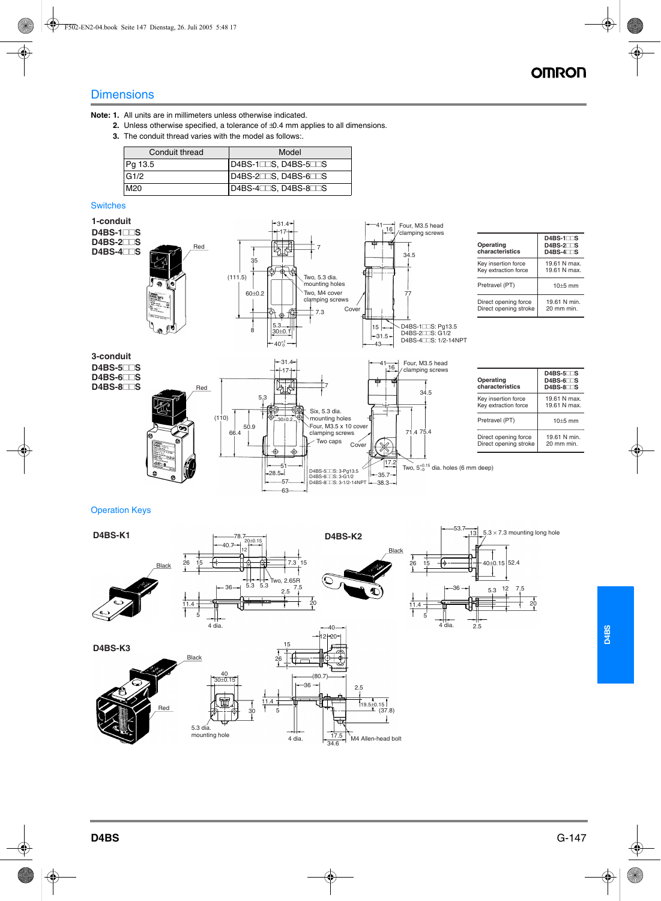# Dimensions

**Note: 1.** All units are in millimeters unless otherwise indicated.

**2.** Unless otherwise specified, a tolerance of ±0.4 mm applies to all dimensions.

**3.** The conduit thread varies with the model as follows:.

| Conduit thread | Model |
|---|---|
| Pg 13.5 | D4BS-1□□S, D4BS-5□□S |
| G1/2 | D4BS-2□□S, D4BS-6□□S |
| M20 | D4BS-4□□S, D4BS-8□□S |

## Switches

### 1-conduit

**D4BS-1□□S**
**D4BS-2□□S**
**D4BS-4□□S**

| Operating characteristics | D4BS-1□□S D4BS-2□□S D4BS-4□□S |
|---|---|
| Key insertion force<br>Key extraction force | 19.61 N max.<br>19.61 N max. |
| Pretravel (PT) | 10±5 mm |
| Direct opening force<br>Direct opening stroke | 19.61 N min.<br>20 mm min. |

### 3-conduit

**D4BS-5□□S**
**D4BS-6□□S**
**D4BS-8□□S**

| Operating characteristics | D4BS-5□□S D4BS-6□□S D4BS-8□□S |
|---|---|
| Key insertion force<br>Key extraction force | 19.61 N max.<br>19.61 N max. |
| Pretravel (PT) | 10±5 mm |
| Direct opening force<br>Direct opening stroke | 19.61 N min.<br>20 mm min. |

## Operation Keys

### D4BS-K1

### D4BS-K2

### D4BS-K3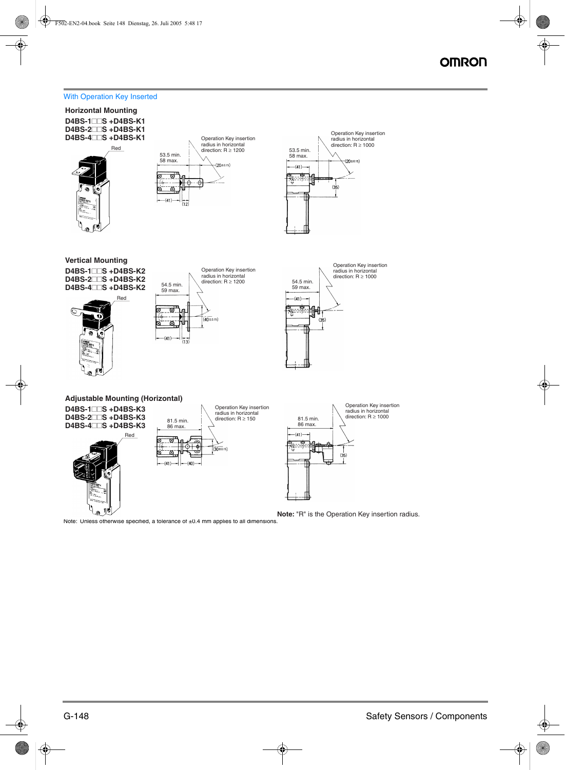## With Operation Key Inserted

### Horizontal Mounting

**D4BS-1□□S +D4BS-K1**
**D4BS-2□□S +D4BS-K1**
**D4BS-4□□S +D4BS-K1**

Red

53.5 min.
58 max.

Operation Key insertion radius in horizontal direction: R ≥ 1200

(20±0.15)

(41) (12)

53.5 min.
58 max.

Operation Key insertion radius in horizontal direction: R ≥ 1000

(41)

(20±0.15)

(35)

### Vertical Mounting

**D4BS-1□□S +D4BS-K2**
**D4BS-2□□S +D4BS-K2**
**D4BS-4□□S +D4BS-K2**

Red

54.5 min.
59 max.

Operation Key insertion radius in horizontal direction: R ≥ 1200

(40±0.15)

(41) (13)

54.5 min.
59 max.

Operation Key insertion radius in horizontal direction: R ≥ 1000

(41)

(35)

### Adjustable Mounting (Horizontal)

**D4BS-1□□S +D4BS-K3**
**D4BS-2□□S +D4BS-K3**
**D4BS-4□□S +D4BS-K3**

Red

81.5 min.
86 max.

Operation Key insertion radius in horizontal direction: R ≥ 150

(30±0.15)

(41) (40)

81.5 min.
86 max.

Operation Key insertion radius in horizontal direction: R ≥ 1000

(41)

(35)

**Note:** "R" is the Operation Key insertion radius.

Note: Unless otherwise specified, a tolerance of ±0.4 mm applies to all dimensions.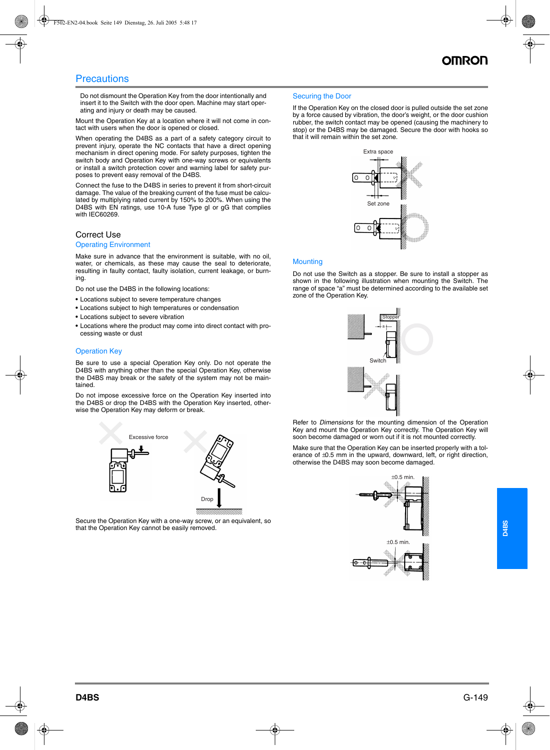# Precautions

Do not dismount the Operation Key from the door intentionally and insert it to the Switch with the door open. Machine may start operating and injury or death may be caused.

Mount the Operation Key at a location where it will not come in contact with users when the door is opened or closed.

When operating the D4BS as a part of a safety category circuit to prevent injury, operate the NC contacts that have a direct opening mechanism in direct opening mode. For safety purposes, tighten the switch body and Operation Key with one-way screws or equivalents or install a switch protection cover and warning label for safety purposes to prevent easy removal of the D4BS.

Connect the fuse to the D4BS in series to prevent it from short-circuit damage. The value of the breaking current of the fuse must be calculated by multiplying rated current by 150% to 200%. When using the D4BS with EN ratings, use 10-A fuse Type gI or gG that complies with IEC60269.

## Correct Use

### Operating Environment

Make sure in advance that the environment is suitable, with no oil, water, or chemicals, as these may cause the seal to deteriorate, resulting in faulty contact, faulty isolation, current leakage, or burning.

Do not use the D4BS in the following locations:

- Locations subject to severe temperature changes
- Locations subject to high temperatures or condensation
- Locations subject to severe vibration
- Locations where the product may come into direct contact with processing waste or dust

### Operation Key

Be sure to use a special Operation Key only. Do not operate the D4BS with anything other than the special Operation Key, otherwise the D4BS may break or the safety of the system may not be maintained.

Do not impose excessive force on the Operation Key inserted into the D4BS or drop the D4BS with the Operation Key inserted, otherwise the Operation Key may deform or break.

Excessive force

Drop

Secure the Operation Key with a one-way screw, or an equivalent, so that the Operation Key cannot be easily removed.

### Securing the Door

If the Operation Key on the closed door is pulled outside the set zone by a force caused by vibration, the door's weight, or the door cushion rubber, the switch contact may be opened (causing the machinery to stop) or the D4BS may be damaged. Secure the door with hooks so that it will remain within the set zone.

Extra space

Set zone

### Mounting

Do not use the Switch as a stopper. Be sure to install a stopper as shown in the following illustration when mounting the Switch. The range of space "a" must be determined according to the available set zone of the Operation Key.

Stopper

a

Switch

Refer to *Dimensions* for the mounting dimension of the Operation Key and mount the Operation Key correctly. The Operation Key will soon become damaged or worn out if it is not mounted correctly.

Make sure that the Operation Key can be inserted properly with a tolerance of ±0.5 mm in the upward, downward, left, or right direction, otherwise the D4BS may soon become damaged.

±0.5 min.

±0.5 min.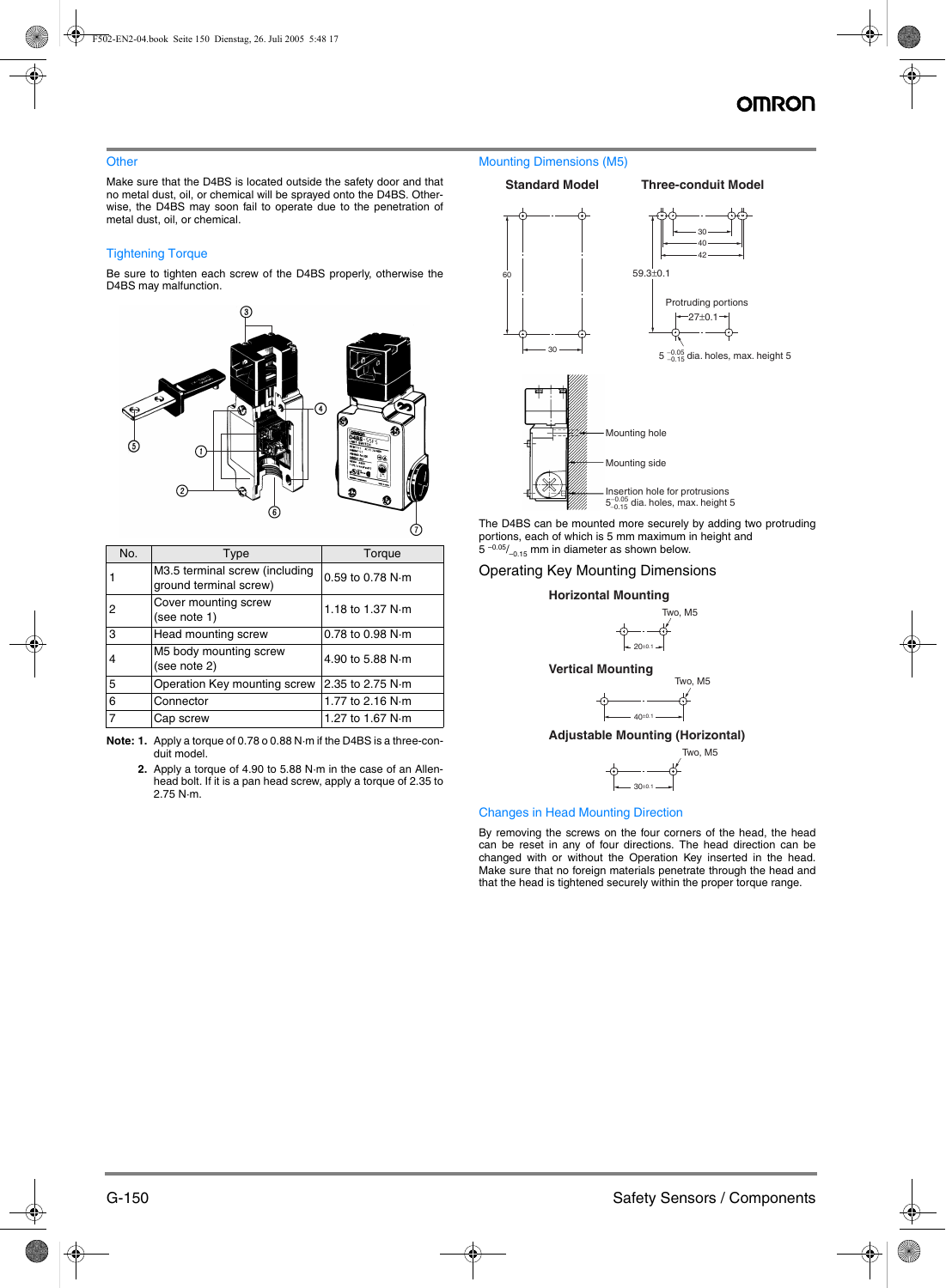## Other

Make sure that the D4BS is located outside the safety door and that no metal dust, oil, or chemical will be sprayed onto the D4BS. Otherwise, the D4BS may soon fail to operate due to the penetration of metal dust, oil, or chemical.

## Tightening Torque

Be sure to tighten each screw of the D4BS properly, otherwise the D4BS may malfunction.

| No. | Type | Torque |
|---|---|---|
| 1 | M3.5 terminal screw (including ground terminal screw) | 0.59 to 0.78 N·m |
| 2 | Cover mounting screw (see note 1) | 1.18 to 1.37 N·m |
| 3 | Head mounting screw | 0.78 to 0.98 N·m |
| 4 | M5 body mounting screw (see note 2) | 4.90 to 5.88 N·m |
| 5 | Operation Key mounting screw | 2.35 to 2.75 N·m |
| 6 | Connector | 1.77 to 2.16 N·m |
| 7 | Cap screw | 1.27 to 1.67 N·m |

**Note: 1.** Apply a torque of 0.78 o 0.88 N·m if the D4BS is a three-conduit model.

**2.** Apply a torque of 4.90 to 5.88 N·m in the case of an Allen-head bolt. If it is a pan head screw, apply a torque of 2.35 to 2.75 N·m.

## Mounting Dimensions (M5)

**Standard Model** **Three-conduit Model**

60, 30, 59.3±0.1, 30, 40, 42

Protruding portions

27±0.1

$5^{-0.05}_{-0.15}$ dia. holes, max. height 5

Mounting hole

Mounting side

Insertion hole for protrusions

$5^{-0.05}_{-0.15}$ dia. holes, max. height 5

The D4BS can be mounted more securely by adding two protruding portions, each of which is 5 mm maximum in height and $5^{-0.05}/_{-0.15}$ mm in diameter as shown below.

## Operating Key Mounting Dimensions

**Horizontal Mounting**

Two, M5

20±0.1

**Vertical Mounting**

Two, M5

40±0.1

**Adjustable Mounting (Horizontal)**

Two, M5

30±0.1

## Changes in Head Mounting Direction

By removing the screws on the four corners of the head, the head can be reset in any of four directions. The head direction can be changed with or without the Operation Key inserted in the head. Make sure that no foreign materials penetrate through the head and that the head is tightened securely within the proper torque range.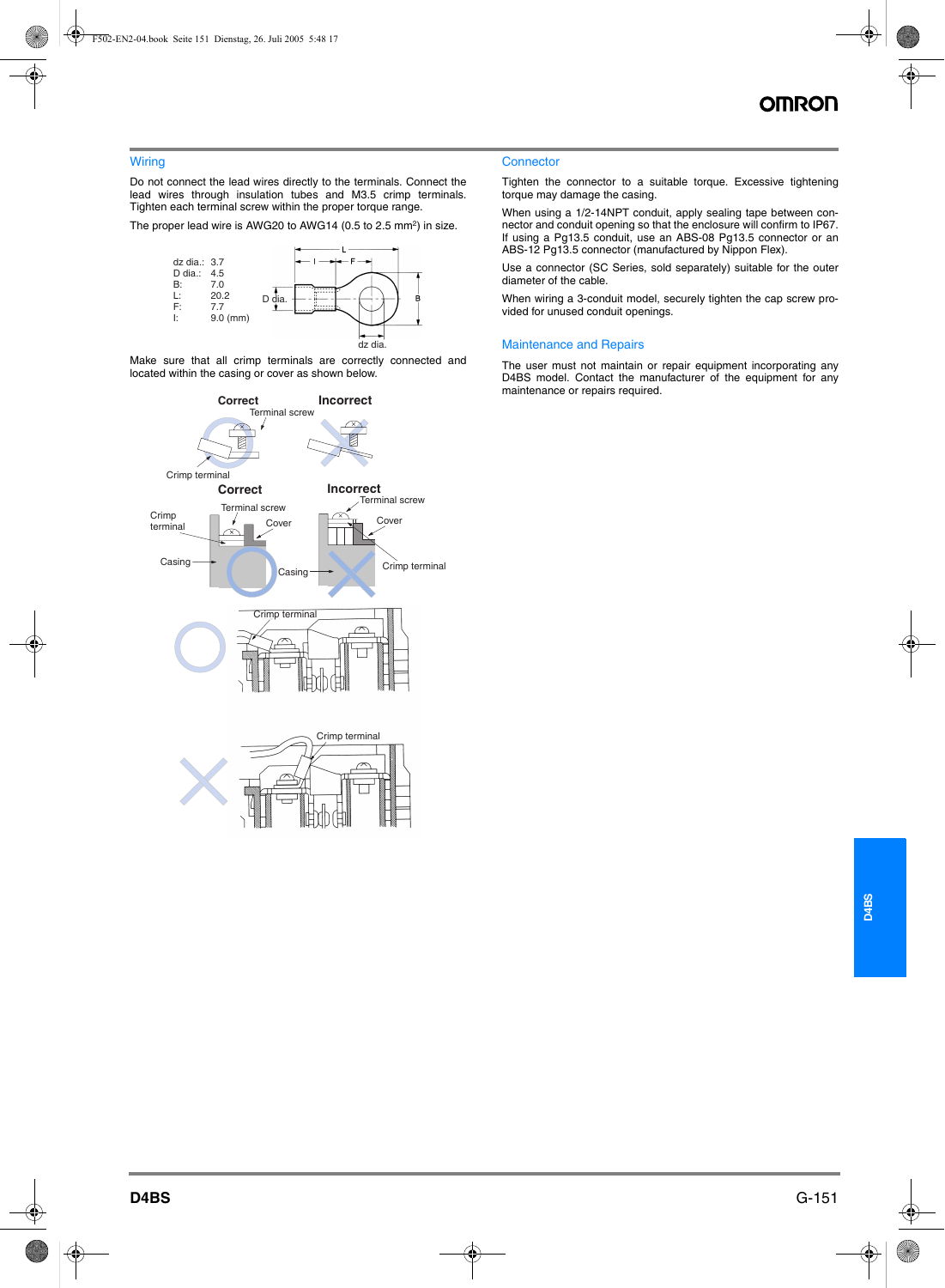## Wiring

Do not connect the lead wires directly to the terminals. Connect the lead wires through insulation tubes and M3.5 crimp terminals. Tighten each terminal screw within the proper torque range.

The proper lead wire is AWG20 to AWG14 (0.5 to 2.5 mm$^2$) in size.

| | |
|---|---|
| dz dia.: | 3.7 |
| D dia.: | 4.5 |
| B: | 7.0 |
| L: | 20.2 |
| F: | 7.7 |
| I: | 9.0 (mm) |

Make sure that all crimp terminals are correctly connected and located within the casing or cover as shown below.

## Connector

Tighten the connector to a suitable torque. Excessive tightening torque may damage the casing.

When using a 1/2-14NPT conduit, apply sealing tape between connector and conduit opening so that the enclosure will confirm to IP67. If using a Pg13.5 conduit, use an ABS-08 Pg13.5 connector or an ABS-12 Pg13.5 connector (manufactured by Nippon Flex).

Use a connector (SC Series, sold separately) suitable for the outer diameter of the cable.

When wiring a 3-conduit model, securely tighten the cap screw provided for unused conduit openings.

## Maintenance and Repairs

The user must not maintain or repair equipment incorporating any D4BS model. Contact the manufacturer of the equipment for any maintenance or repairs required.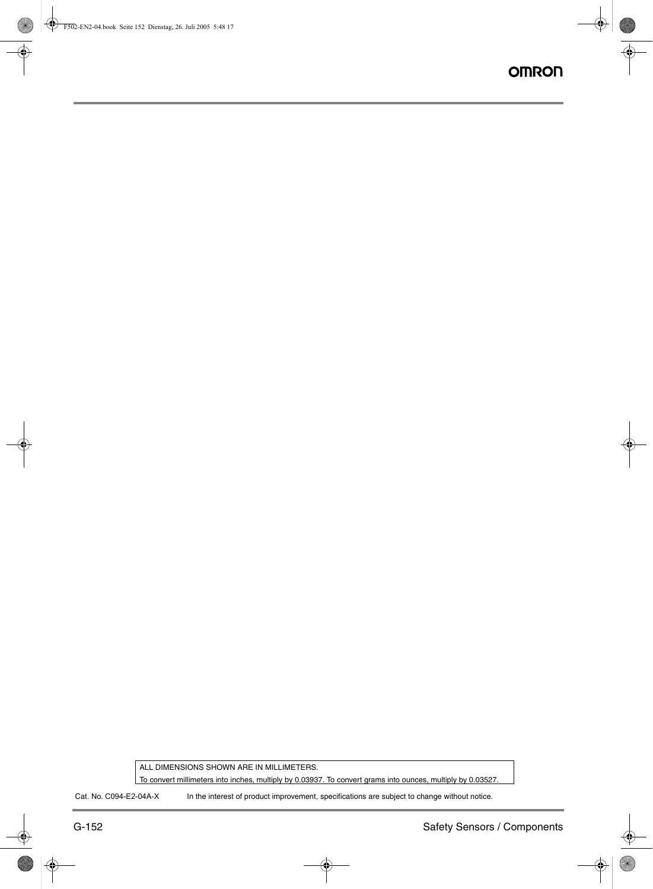ALL DIMENSIONS SHOWN ARE IN MILLIMETERS.

To convert millimeters into inches, multiply by 0.03937. To convert grams into ounces, multiply by 0.03527.

Cat. No. C094-E2-04A-X In the interest of product improvement, specifications are subject to change without notice.